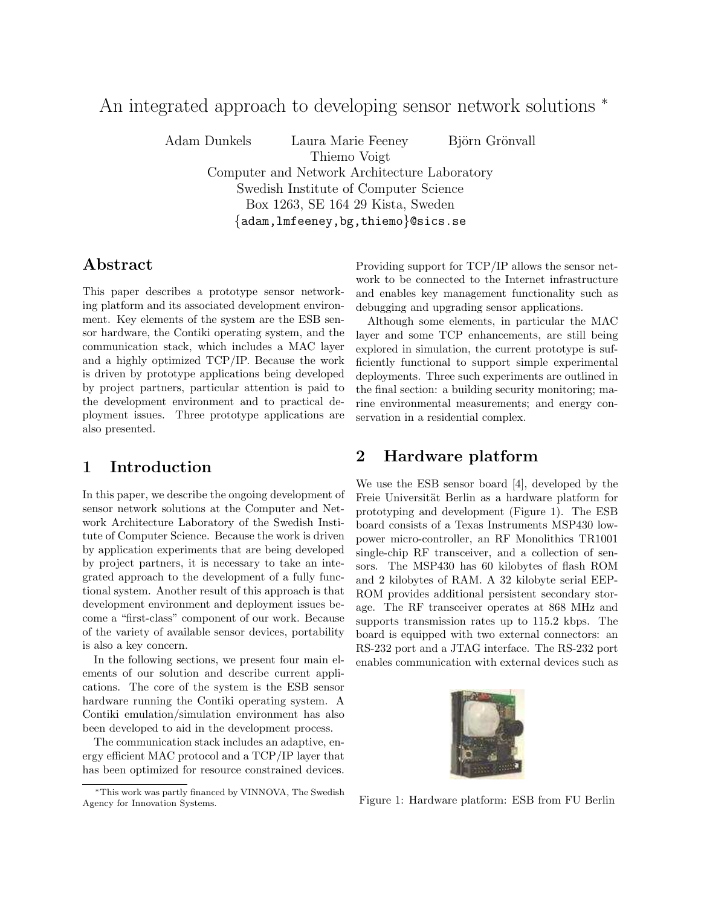# An integrated approach to developing sensor network solutions *

Adam Dunkels Laura Marie Feeney Björn Grönvall
Thiemo Voigt
Computer and Network Architecture Laboratory
Swedish Institute of Computer Science
Box 1263, SE 164 29 Kista, Sweden
{adam,lmfeeney,bg,thiemo}@sics.se

## Abstract

This paper describes a prototype sensor networking platform and its associated development environment. Key elements of the system are the ESB sensor hardware, the Contiki operating system, and the communication stack, which includes a MAC layer and a highly optimized TCP/IP. Because the work is driven by prototype applications being developed by project partners, particular attention is paid to the development environment and to practical deployment issues. Three prototype applications are also presented.

## 1 Introduction

In this paper, we describe the ongoing development of sensor network solutions at the Computer and Network Architecture Laboratory of the Swedish Institute of Computer Science. Because the work is driven by application experiments that are being developed by project partners, it is necessary to take an integrated approach to the development of a fully functional system. Another result of this approach is that development environment and deployment issues become a "first-class" component of our work. Because of the variety of available sensor devices, portability is also a key concern.

In the following sections, we present four main elements of our solution and describe current applications. The core of the system is the ESB sensor hardware running the Contiki operating system. A Contiki emulation/simulation environment has also been developed to aid in the development process.

The communication stack includes an adaptive, energy efficient MAC protocol and a TCP/IP layer that has been optimized for resource constrained devices. Providing support for TCP/IP allows the sensor network to be connected to the Internet infrastructure and enables key management functionality such as debugging and upgrading sensor applications.

Although some elements, in particular the MAC layer and some TCP enhancements, are still being explored in simulation, the current prototype is sufficiently functional to support simple experimental deployments. Three such experiments are outlined in the final section: a building security monitoring; marine environmental measurements; and energy conservation in a residential complex.

## 2 Hardware platform

We use the ESB sensor board [4], developed by the Freie Universität Berlin as a hardware platform for prototyping and development (Figure 1). The ESB board consists of a Texas Instruments MSP430 low-power micro-controller, an RF Monolithics TR1001 single-chip RF transceiver, and a collection of sensors. The MSP430 has 60 kilobytes of flash ROM and 2 kilobytes of RAM. A 32 kilobyte serial EEPROM provides additional persistent secondary storage. The RF transceiver operates at 868 MHz and supports transmission rates up to 115.2 kbps. The board is equipped with two external connectors: an RS-232 port and a JTAG interface. The RS-232 port enables communication with external devices such as

Figure 1: Hardware platform: ESB from FU Berlin

*This work was partly financed by VINNOVA, The Swedish Agency for Innovation Systems.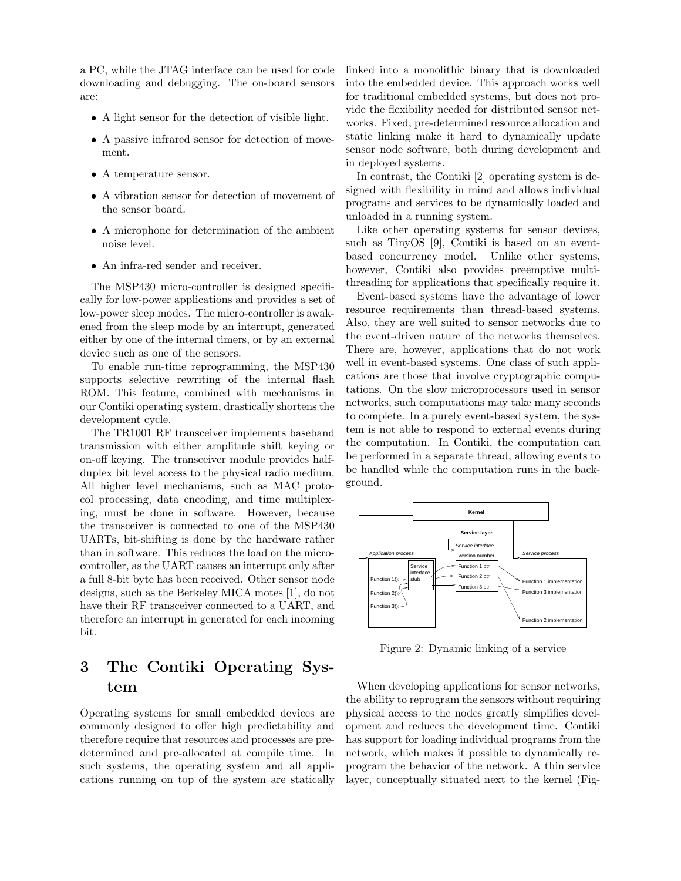a PC, while the JTAG interface can be used for code downloading and debugging. The on-board sensors are:

- A light sensor for the detection of visible light.
- A passive infrared sensor for detection of movement.
- A temperature sensor.
- A vibration sensor for detection of movement of the sensor board.
- A microphone for determination of the ambient noise level.
- An infra-red sender and receiver.

The MSP430 micro-controller is designed specifically for low-power applications and provides a set of low-power sleep modes. The micro-controller is awakened from the sleep mode by an interrupt, generated either by one of the internal timers, or by an external device such as one of the sensors.

To enable run-time reprogramming, the MSP430 supports selective rewriting of the internal flash ROM. This feature, combined with mechanisms in our Contiki operating system, drastically shortens the development cycle.

The TR1001 RF transceiver implements baseband transmission with either amplitude shift keying or on-off keying. The transceiver module provides half-duplex bit level access to the physical radio medium. All higher level mechanisms, such as MAC protocol processing, data encoding, and time multiplexing, must be done in software. However, because the transceiver is connected to one of the MSP430 UARTs, bit-shifting is done by the hardware rather than in software. This reduces the load on the micro-controller, as the UART causes an interrupt only after a full 8-bit byte has been received. Other sensor node designs, such as the Berkeley MICA motes [1], do not have their RF transceiver connected to a UART, and therefore an interrupt in generated for each incoming bit.

# 3 The Contiki Operating System

Operating systems for small embedded devices are commonly designed to offer high predictability and therefore require that resources and processes are predetermined and pre-allocated at compile time. In such systems, the operating system and all applications running on top of the system are statically linked into a monolithic binary that is downloaded into the embedded device. This approach works well for traditional embedded systems, but does not provide the flexibility needed for distributed sensor networks. Fixed, pre-determined resource allocation and static linking make it hard to dynamically update sensor node software, both during development and in deployed systems.

In contrast, the Contiki [2] operating system is designed with flexibility in mind and allows individual programs and services to be dynamically loaded and unloaded in a running system.

Like other operating systems for sensor devices, such as TinyOS [9], Contiki is based on an event-based concurrency model. Unlike other systems, however, Contiki also provides preemptive multi-threading for applications that specifically require it.

Event-based systems have the advantage of lower resource requirements than thread-based systems. Also, they are well suited to sensor networks due to the event-driven nature of the networks themselves. There are, however, applications that do not work well in event-based systems. One class of such applications are those that involve cryptographic computations. On the slow microprocessors used in sensor networks, such computations may take many seconds to complete. In a purely event-based system, the system is not able to respond to external events during the computation. In Contiki, the computation can be performed in a separate thread, allowing events to be handled while the computation runs in the background.

Figure 2: Dynamic linking of a service

When developing applications for sensor networks, the ability to reprogram the sensors without requiring physical access to the nodes greatly simplifies development and reduces the development time. Contiki has support for loading individual programs from the network, which makes it possible to dynamically reprogram the behavior of the network. A thin service layer, conceptually situated next to the kernel (Fig-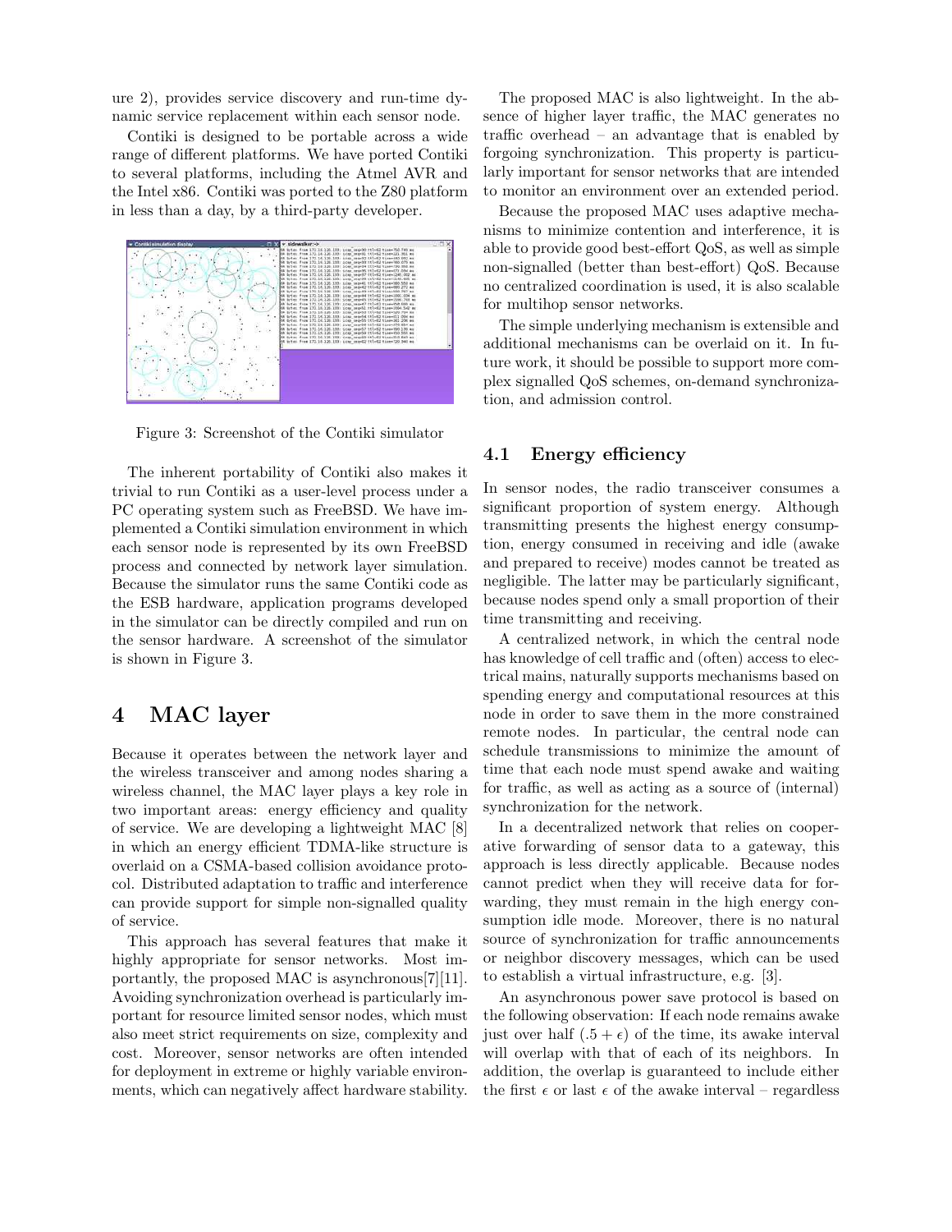ure 2), provides service discovery and run-time dynamic service replacement within each sensor node.

Contiki is designed to be portable across a wide range of different platforms. We have ported Contiki to several platforms, including the Atmel AVR and the Intel x86. Contiki was ported to the Z80 platform in less than a day, by a third-party developer.

Figure 3: Screenshot of the Contiki simulator

The inherent portability of Contiki also makes it trivial to run Contiki as a user-level process under a PC operating system such as FreeBSD. We have implemented a Contiki simulation environment in which each sensor node is represented by its own FreeBSD process and connected by network layer simulation. Because the simulator runs the same Contiki code as the ESB hardware, application programs developed in the simulator can be directly compiled and run on the sensor hardware. A screenshot of the simulator is shown in Figure 3.

# 4 MAC layer

Because it operates between the network layer and the wireless transceiver and among nodes sharing a wireless channel, the MAC layer plays a key role in two important areas: energy efficiency and quality of service. We are developing a lightweight MAC [8] in which an energy efficient TDMA-like structure is overlaid on a CSMA-based collision avoidance protocol. Distributed adaptation to traffic and interference can provide support for simple non-signalled quality of service.

This approach has several features that make it highly appropriate for sensor networks. Most importantly, the proposed MAC is asynchronous[7][11]. Avoiding synchronization overhead is particularly important for resource limited sensor nodes, which must also meet strict requirements on size, complexity and cost. Moreover, sensor networks are often intended for deployment in extreme or highly variable environments, which can negatively affect hardware stability.

The proposed MAC is also lightweight. In the absence of higher layer traffic, the MAC generates no traffic overhead – an advantage that is enabled by forgoing synchronization. This property is particularly important for sensor networks that are intended to monitor an environment over an extended period.

Because the proposed MAC uses adaptive mechanisms to minimize contention and interference, it is able to provide good best-effort QoS, as well as simple non-signalled (better than best-effort) QoS. Because no centralized coordination is used, it is also scalable for multihop sensor networks.

The simple underlying mechanism is extensible and additional mechanisms can be overlaid on it. In future work, it should be possible to support more complex signalled QoS schemes, on-demand synchronization, and admission control.

## 4.1 Energy efficiency

In sensor nodes, the radio transceiver consumes a significant proportion of system energy. Although transmitting presents the highest energy consumption, energy consumed in receiving and idle (awake and prepared to receive) modes cannot be treated as negligible. The latter may be particularly significant, because nodes spend only a small proportion of their time transmitting and receiving.

A centralized network, in which the central node has knowledge of cell traffic and (often) access to electrical mains, naturally supports mechanisms based on spending energy and computational resources at this node in order to save them in the more constrained remote nodes. In particular, the central node can schedule transmissions to minimize the amount of time that each node must spend awake and waiting for traffic, as well as acting as a source of (internal) synchronization for the network.

In a decentralized network that relies on cooperative forwarding of sensor data to a gateway, this approach is less directly applicable. Because nodes cannot predict when they will receive data for forwarding, they must remain in the high energy consumption idle mode. Moreover, there is no natural source of synchronization for traffic announcements or neighbor discovery messages, which can be used to establish a virtual infrastructure, e.g. [3].

An asynchronous power save protocol is based on the following observation: If each node remains awake just over half $(.5 + \epsilon)$ of the time, its awake interval will overlap with that of each of its neighbors. In addition, the overlap is guaranteed to include either the first $\epsilon$ or last $\epsilon$ of the awake interval – regardless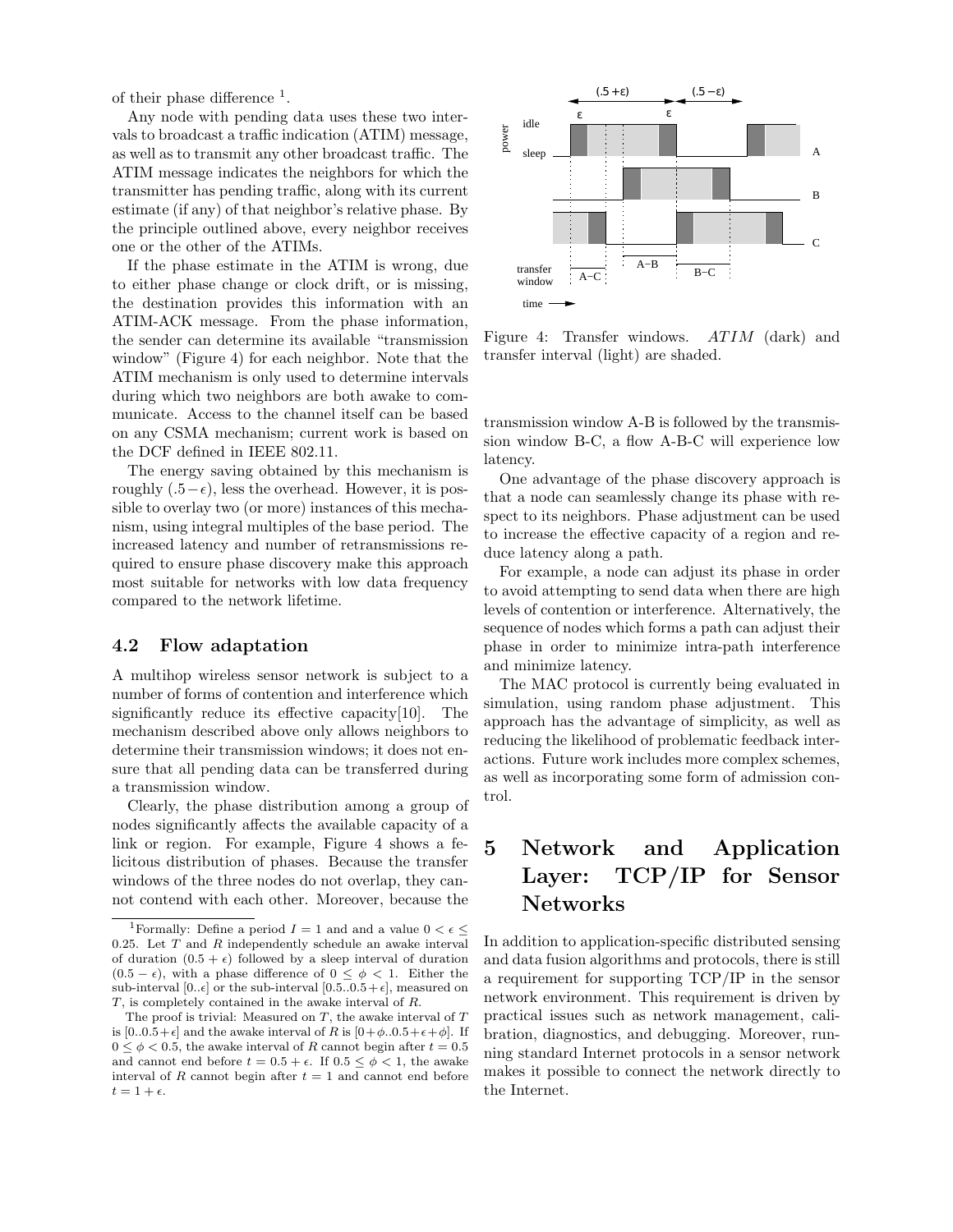of their phase difference [1].

Any node with pending data uses these two intervals to broadcast a traffic indication (ATIM) message, as well as to transmit any other broadcast traffic. The ATIM message indicates the neighbors for which the transmitter has pending traffic, along with its current estimate (if any) of that neighbor's relative phase. By the principle outlined above, every neighbor receives one or the other of the ATIMs.

If the phase estimate in the ATIM is wrong, due to either phase change or clock drift, or is missing, the destination provides this information with an ATIM-ACK message. From the phase information, the sender can determine its available "transmission window" (Figure 4) for each neighbor. Note that the ATIM mechanism is only used to determine intervals during which two neighbors are both awake to communicate. Access to the channel itself can be based on any CSMA mechanism; current work is based on the DCF defined in IEEE 802.11.

The energy saving obtained by this mechanism is roughly $(.5-\epsilon)$, less the overhead. However, it is possible to overlay two (or more) instances of this mechanism, using integral multiples of the base period. The increased latency and number of retransmissions required to ensure phase discovery make this approach most suitable for networks with low data frequency compared to the network lifetime.

### 4.2 Flow adaptation

A multihop wireless sensor network is subject to a number of forms of contention and interference which significantly reduce its effective capacity[10]. The mechanism described above only allows neighbors to determine their transmission windows; it does not ensure that all pending data can be transferred during a transmission window.

Clearly, the phase distribution among a group of nodes significantly affects the available capacity of a link or region. For example, Figure 4 shows a felicitous distribution of phases. Because the transfer windows of the three nodes do not overlap, they cannot contend with each other. Moreover, because the transmission window A-B is followed by the transmission window B-C, a flow A-B-C will experience low latency.

Figure 4: Transfer windows. *ATIM* (dark) and transfer interval (light) are shaded.

One advantage of the phase discovery approach is that a node can seamlessly change its phase with respect to its neighbors. Phase adjustment can be used to increase the effective capacity of a region and reduce latency along a path.

For example, a node can adjust its phase in order to avoid attempting to send data when there are high levels of contention or interference. Alternatively, the sequence of nodes which forms a path can adjust their phase in order to minimize intra-path interference and minimize latency.

The MAC protocol is currently being evaluated in simulation, using random phase adjustment. This approach has the advantage of simplicity, as well as reducing the likelihood of problematic feedback interactions. Future work includes more complex schemes, as well as incorporating some form of admission control.

# 5 Network and Application Layer: TCP/IP for Sensor Networks

In addition to application-specific distributed sensing and data fusion algorithms and protocols, there is still a requirement for supporting TCP/IP in the sensor network environment. This requirement is driven by practical issues such as network management, calibration, diagnostics, and debugging. Moreover, running standard Internet protocols in a sensor network makes it possible to connect the network directly to the Internet.

---

[1] Formally: Define a period $I = 1$ and and a value $0 < \epsilon \leq 0.25$. Let $T$ and $R$ independently schedule an awake interval of duration $(0.5 + \epsilon)$ followed by a sleep interval of duration $(0.5 - \epsilon)$, with a phase difference of $0 \leq \phi < 1$. Either the sub-interval $[0..\epsilon]$ or the sub-interval $[0.5..0.5+\epsilon]$, measured on $T$, is completely contained in the awake interval of $R$.

The proof is trivial: Measured on $T$, the awake interval of $T$ is $[0..0.5+\epsilon]$ and the awake interval of $R$ is $[0+\phi..0.5+\epsilon+\phi]$. If $0 \leq \phi < 0.5$, the awake interval of $R$ cannot begin after $t = 0.5$ and cannot end before $t = 0.5 + \epsilon$. If $0.5 \leq \phi < 1$, the awake interval of $R$ cannot begin after $t = 1$ and cannot end before $t = 1 + \epsilon$.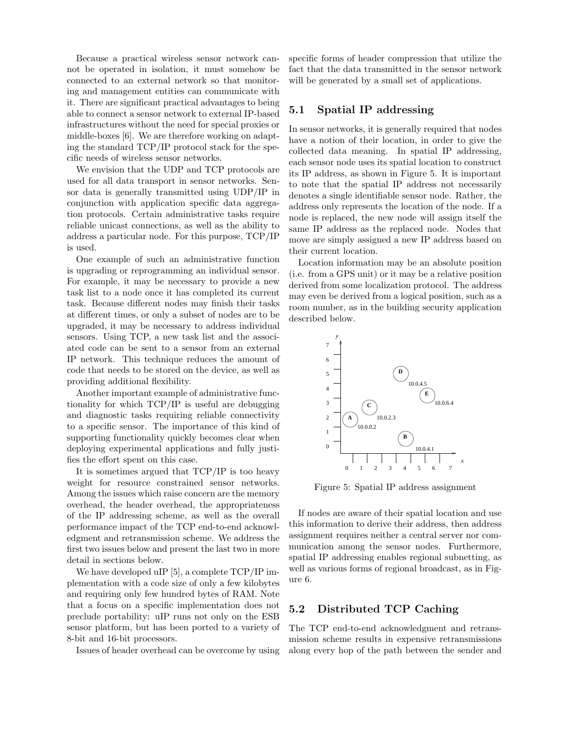Because a practical wireless sensor network cannot be operated in isolation, it must somehow be connected to an external network so that monitoring and management entities can communicate with it. There are significant practical advantages to being able to connect a sensor network to external IP-based infrastructures without the need for special proxies or middle-boxes [6]. We are therefore working on adapting the standard TCP/IP protocol stack for the specific needs of wireless sensor networks.

We envision that the UDP and TCP protocols are used for all data transport in sensor networks. Sensor data is generally transmitted using UDP/IP in conjunction with application specific data aggregation protocols. Certain administrative tasks require reliable unicast connections, as well as the ability to address a particular node. For this purpose, TCP/IP is used.

One example of such an administrative function is upgrading or reprogramming an individual sensor. For example, it may be necessary to provide a new task list to a node once it has completed its current task. Because different nodes may finish their tasks at different times, or only a subset of nodes are to be upgraded, it may be necessary to address individual sensors. Using TCP, a new task list and the associated code can be sent to a sensor from an external IP network. This technique reduces the amount of code that needs to be stored on the device, as well as providing additional flexibility.

Another important example of administrative functionality for which TCP/IP is useful are debugging and diagnostic tasks requiring reliable connectivity to a specific sensor. The importance of this kind of supporting functionality quickly becomes clear when deploying experimental applications and fully justifies the effort spent on this case.

It is sometimes argued that TCP/IP is too heavy weight for resource constrained sensor networks. Among the issues which raise concern are the memory overhead, the header overhead, the appropriateness of the IP addressing scheme, as well as the overall performance impact of the TCP end-to-end acknowledgment and retransmission scheme. We address the first two issues below and present the last two in more detail in sections below.

We have developed uIP [5], a complete TCP/IP implementation with a code size of only a few kilobytes and requiring only few hundred bytes of RAM. Note that a focus on a specific implementation does not preclude portability: uIP runs not only on the ESB sensor platform, but has been ported to a variety of 8-bit and 16-bit processors.

Issues of header overhead can be overcome by using specific forms of header compression that utilize the fact that the data transmitted in the sensor network will be generated by a small set of applications.

## 5.1 Spatial IP addressing

In sensor networks, it is generally required that nodes have a notion of their location, in order to give the collected data meaning. In spatial IP addressing, each sensor node uses its spatial location to construct its IP address, as shown in Figure 5. It is important to note that the spatial IP address not necessarily denotes a single identifiable sensor node. Rather, the address only represents the location of the node. If a node is replaced, the new node will assign itself the same IP address as the replaced node. Nodes that move are simply assigned a new IP address based on their current location.

Location information may be an absolute position (i.e. from a GPS unit) or it may be a relative position derived from some localization protocol. The address may even be derived from a logical position, such as a room number, as in the building security application described below.

Figure 5: Spatial IP address assignment

If nodes are aware of their spatial location and use this information to derive their address, then address assignment requires neither a central server nor communication among the sensor nodes. Furthermore, spatial IP addressing enables regional subnetting, as well as various forms of regional broadcast, as in Figure 6.

## 5.2 Distributed TCP Caching

The TCP end-to-end acknowledgment and retransmission scheme results in expensive retransmissions along every hop of the path between the sender and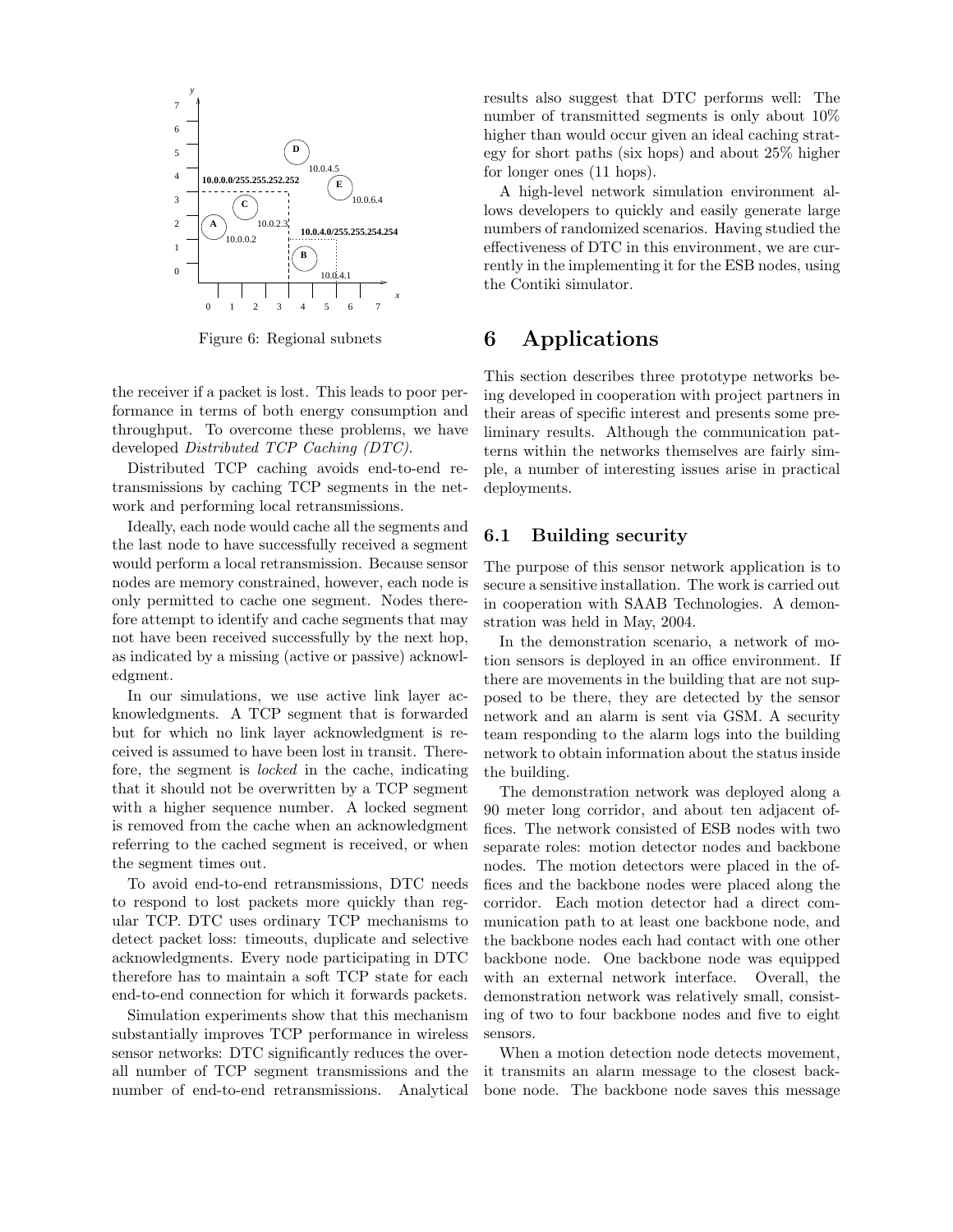Figure 6: Regional subnets

the receiver if a packet is lost. This leads to poor performance in terms of both energy consumption and throughput. To overcome these problems, we have developed *Distributed TCP Caching (DTC)*.

Distributed TCP caching avoids end-to-end retransmissions by caching TCP segments in the network and performing local retransmissions.

Ideally, each node would cache all the segments and the last node to have successfully received a segment would perform a local retransmission. Because sensor nodes are memory constrained, however, each node is only permitted to cache one segment. Nodes therefore attempt to identify and cache segments that may not have been received successfully by the next hop, as indicated by a missing (active or passive) acknowledgment.

In our simulations, we use active link layer acknowledgments. A TCP segment that is forwarded but for which no link layer acknowledgment is received is assumed to have been lost in transit. Therefore, the segment is *locked* in the cache, indicating that it should not be overwritten by a TCP segment with a higher sequence number. A locked segment is removed from the cache when an acknowledgment referring to the cached segment is received, or when the segment times out.

To avoid end-to-end retransmissions, DTC needs to respond to lost packets more quickly than regular TCP. DTC uses ordinary TCP mechanisms to detect packet loss: timeouts, duplicate and selective acknowledgments. Every node participating in DTC therefore has to maintain a soft TCP state for each end-to-end connection for which it forwards packets.

Simulation experiments show that this mechanism substantially improves TCP performance in wireless sensor networks: DTC significantly reduces the overall number of TCP segment transmissions and the number of end-to-end retransmissions. Analytical results also suggest that DTC performs well: The number of transmitted segments is only about 10% higher than would occur given an ideal caching strategy for short paths (six hops) and about 25% higher for longer ones (11 hops).

A high-level network simulation environment allows developers to quickly and easily generate large numbers of randomized scenarios. Having studied the effectiveness of DTC in this environment, we are currently in the implementing it for the ESB nodes, using the Contiki simulator.

# 6 Applications

This section describes three prototype networks being developed in cooperation with project partners in their areas of specific interest and presents some preliminary results. Although the communication patterns within the networks themselves are fairly simple, a number of interesting issues arise in practical deployments.

## 6.1 Building security

The purpose of this sensor network application is to secure a sensitive installation. The work is carried out in cooperation with SAAB Technologies. A demonstration was held in May, 2004.

In the demonstration scenario, a network of motion sensors is deployed in an office environment. If there are movements in the building that are not supposed to be there, they are detected by the sensor network and an alarm is sent via GSM. A security team responding to the alarm logs into the building network to obtain information about the status inside the building.

The demonstration network was deployed along a 90 meter long corridor, and about ten adjacent offices. The network consisted of ESB nodes with two separate roles: motion detector nodes and backbone nodes. The motion detectors were placed in the offices and the backbone nodes were placed along the corridor. Each motion detector had a direct communication path to at least one backbone node, and the backbone nodes each had contact with one other backbone node. One backbone node was equipped with an external network interface. Overall, the demonstration network was relatively small, consisting of two to four backbone nodes and five to eight sensors.

When a motion detection node detects movement, it transmits an alarm message to the closest backbone node. The backbone node saves this message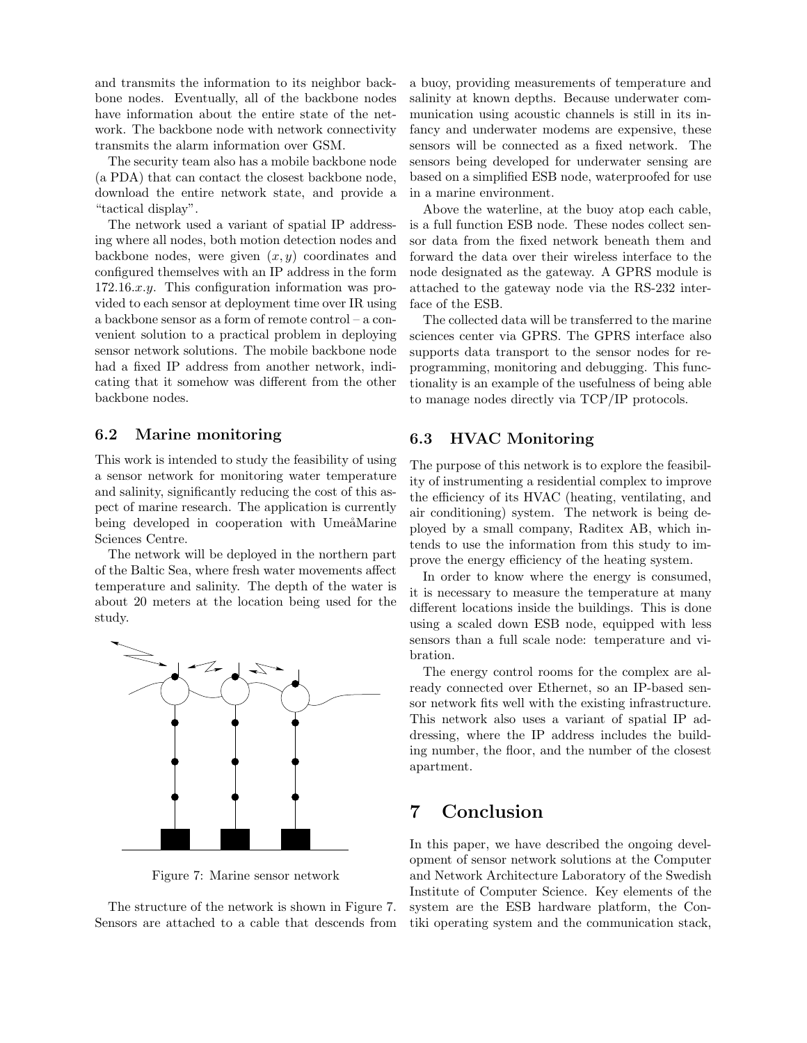and transmits the information to its neighbor backbone nodes. Eventually, all of the backbone nodes have information about the entire state of the network. The backbone node with network connectivity transmits the alarm information over GSM.

The security team also has a mobile backbone node (a PDA) that can contact the closest backbone node, download the entire network state, and provide a "tactical display".

The network used a variant of spatial IP addressing where all nodes, both motion detection nodes and backbone nodes, were given $(x, y)$ coordinates and configured themselves with an IP address in the form 172.16.$x$.$y$. This configuration information was provided to each sensor at deployment time over IR using a backbone sensor as a form of remote control – a convenient solution to a practical problem in deploying sensor network solutions. The mobile backbone node had a fixed IP address from another network, indicating that it somehow was different from the other backbone nodes.

### 6.2 Marine monitoring

This work is intended to study the feasibility of using a sensor network for monitoring water temperature and salinity, significantly reducing the cost of this aspect of marine research. The application is currently being developed in cooperation with UmeåMarine Sciences Centre.

The network will be deployed in the northern part of the Baltic Sea, where fresh water movements affect temperature and salinity. The depth of the water is about 20 meters at the location being used for the study.

Figure 7: Marine sensor network

The structure of the network is shown in Figure 7. Sensors are attached to a cable that descends from a buoy, providing measurements of temperature and salinity at known depths. Because underwater communication using acoustic channels is still in its infancy and underwater modems are expensive, these sensors will be connected as a fixed network. The sensors being developed for underwater sensing are based on a simplified ESB node, waterproofed for use in a marine environment.

Above the waterline, at the buoy atop each cable, is a full function ESB node. These nodes collect sensor data from the fixed network beneath them and forward the data over their wireless interface to the node designated as the gateway. A GPRS module is attached to the gateway node via the RS-232 interface of the ESB.

The collected data will be transferred to the marine sciences center via GPRS. The GPRS interface also supports data transport to the sensor nodes for reprogramming, monitoring and debugging. This functionality is an example of the usefulness of being able to manage nodes directly via TCP/IP protocols.

### 6.3 HVAC Monitoring

The purpose of this network is to explore the feasibility of instrumenting a residential complex to improve the efficiency of its HVAC (heating, ventilating, and air conditioning) system. The network is being deployed by a small company, Raditex AB, which intends to use the information from this study to improve the energy efficiency of the heating system.

In order to know where the energy is consumed, it is necessary to measure the temperature at many different locations inside the buildings. This is done using a scaled down ESB node, equipped with less sensors than a full scale node: temperature and vibration.

The energy control rooms for the complex are already connected over Ethernet, so an IP-based sensor network fits well with the existing infrastructure. This network also uses a variant of spatial IP addressing, where the IP address includes the building number, the floor, and the number of the closest apartment.

## 7 Conclusion

In this paper, we have described the ongoing development of sensor network solutions at the Computer and Network Architecture Laboratory of the Swedish Institute of Computer Science. Key elements of the system are the ESB hardware platform, the Contiki operating system and the communication stack,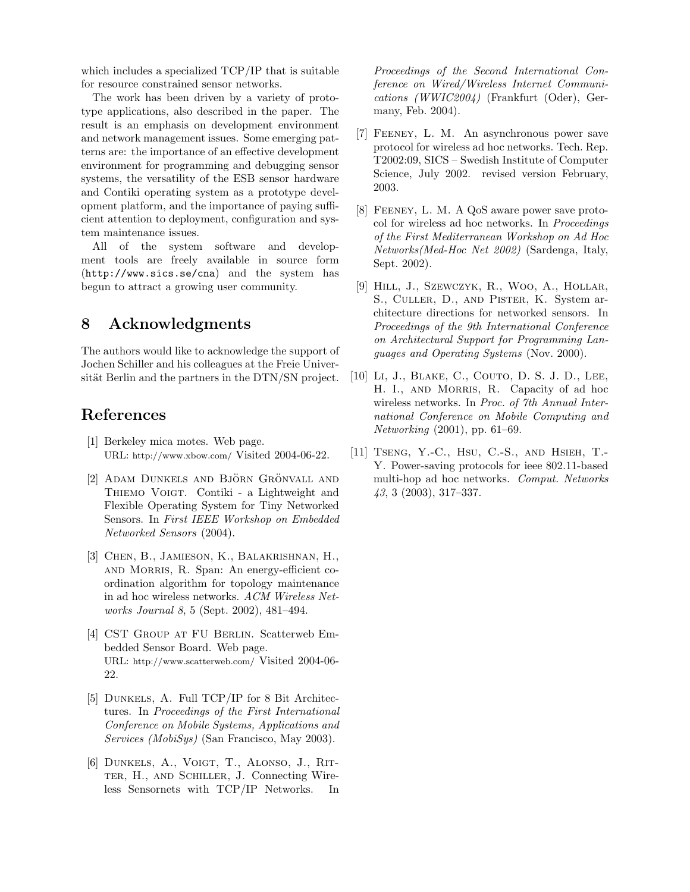which includes a specialized TCP/IP that is suitable for resource constrained sensor networks.

The work has been driven by a variety of prototype applications, also described in the paper. The result is an emphasis on development environment and network management issues. Some emerging patterns are: the importance of an effective development environment for programming and debugging sensor systems, the versatility of the ESB sensor hardware and Contiki operating system as a prototype development platform, and the importance of paying sufficient attention to deployment, configuration and system maintenance issues.

All of the system software and development tools are freely available in source form (`http://www.sics.se/cna`) and the system has begun to attract a growing user community.

# 8 Acknowledgments

The authors would like to acknowledge the support of Jochen Schiller and his colleagues at the Freie Universität Berlin and the partners in the DTN/SN project.

# References

[1] Berkeley mica motes. Web page. URL: http://www.xbow.com/ Visited 2004-06-22.

[2] Adam Dunkels and Björn Grönvall and Thiemo Voigt. Contiki - a Lightweight and Flexible Operating System for Tiny Networked Sensors. In *First IEEE Workshop on Embedded Networked Sensors* (2004).

[3] Chen, B., Jamieson, K., Balakrishnan, H., and Morris, R. Span: An energy-efficient coordination algorithm for topology maintenance in ad hoc wireless networks. *ACM Wireless Networks Journal 8*, 5 (Sept. 2002), 481–494.

[4] CST Group at FU Berlin. Scatterweb Embedded Sensor Board. Web page. URL: http://www.scatterweb.com/ Visited 2004-06-22.

[5] Dunkels, A. Full TCP/IP for 8 Bit Architectures. In *Proceedings of the First International Conference on Mobile Systems, Applications and Services (MobiSys)* (San Francisco, May 2003).

[6] Dunkels, A., Voigt, T., Alonso, J., Ritter, H., and Schiller, J. Connecting Wireless Sensornets with TCP/IP Networks. In *Proceedings of the Second International Conference on Wired/Wireless Internet Communications (WWIC2004)* (Frankfurt (Oder), Germany, Feb. 2004).

[7] Feeney, L. M. An asynchronous power save protocol for wireless ad hoc networks. Tech. Rep. T2002:09, SICS – Swedish Institute of Computer Science, July 2002. revised version February, 2003.

[8] Feeney, L. M. A QoS aware power save protocol for wireless ad hoc networks. In *Proceedings of the First Mediterranean Workshop on Ad Hoc Networks(Med-Hoc Net 2002)* (Sardenga, Italy, Sept. 2002).

[9] Hill, J., Szewczyk, R., Woo, A., Hollar, S., Culler, D., and Pister, K. System architecture directions for networked sensors. In *Proceedings of the 9th International Conference on Architectural Support for Programming Languages and Operating Systems* (Nov. 2000).

[10] Li, J., Blake, C., Couto, D. S. J. D., Lee, H. I., and Morris, R. Capacity of ad hoc wireless networks. In *Proc. of 7th Annual International Conference on Mobile Computing and Networking* (2001), pp. 61–69.

[11] Tseng, Y.-C., Hsu, C.-S., and Hsieh, T.-Y. Power-saving protocols for ieee 802.11-based multi-hop ad hoc networks. *Comput. Networks 43*, 3 (2003), 317–337.